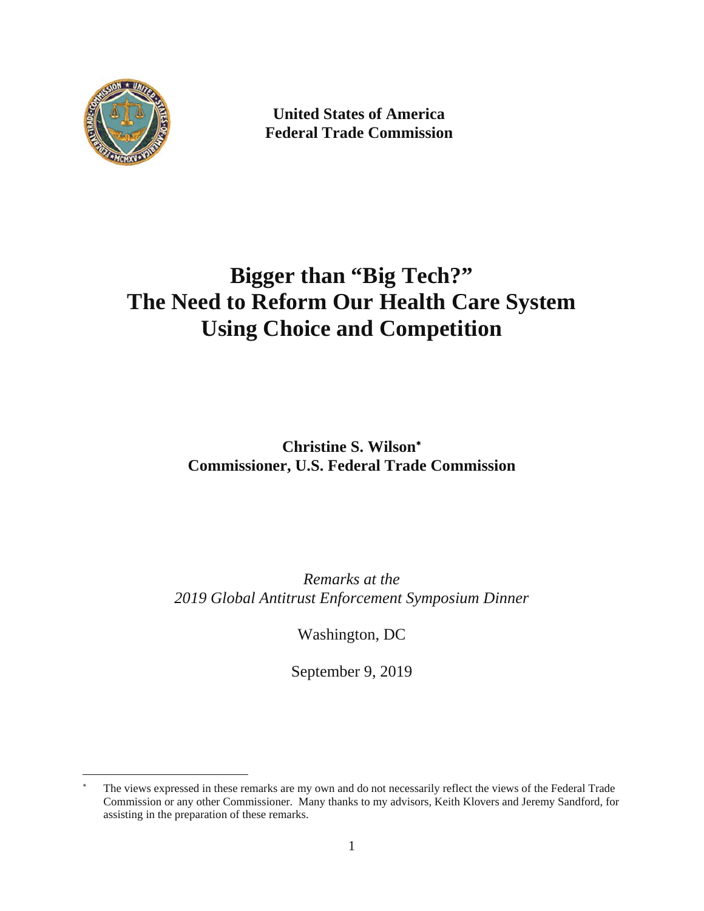**United States of America**
**Federal Trade Commission**

# Bigger than "Big Tech?" The Need to Reform Our Health Care System Using Choice and Competition

**Christine S. Wilson***
**Commissioner, U.S. Federal Trade Commission**

*Remarks at the*
*2019 Global Antitrust Enforcement Symposium Dinner*

Washington, DC

September 9, 2019

---

* The views expressed in these remarks are my own and do not necessarily reflect the views of the Federal Trade Commission or any other Commissioner. Many thanks to my advisors, Keith Klovers and Jeremy Sandford, for assisting in the preparation of these remarks.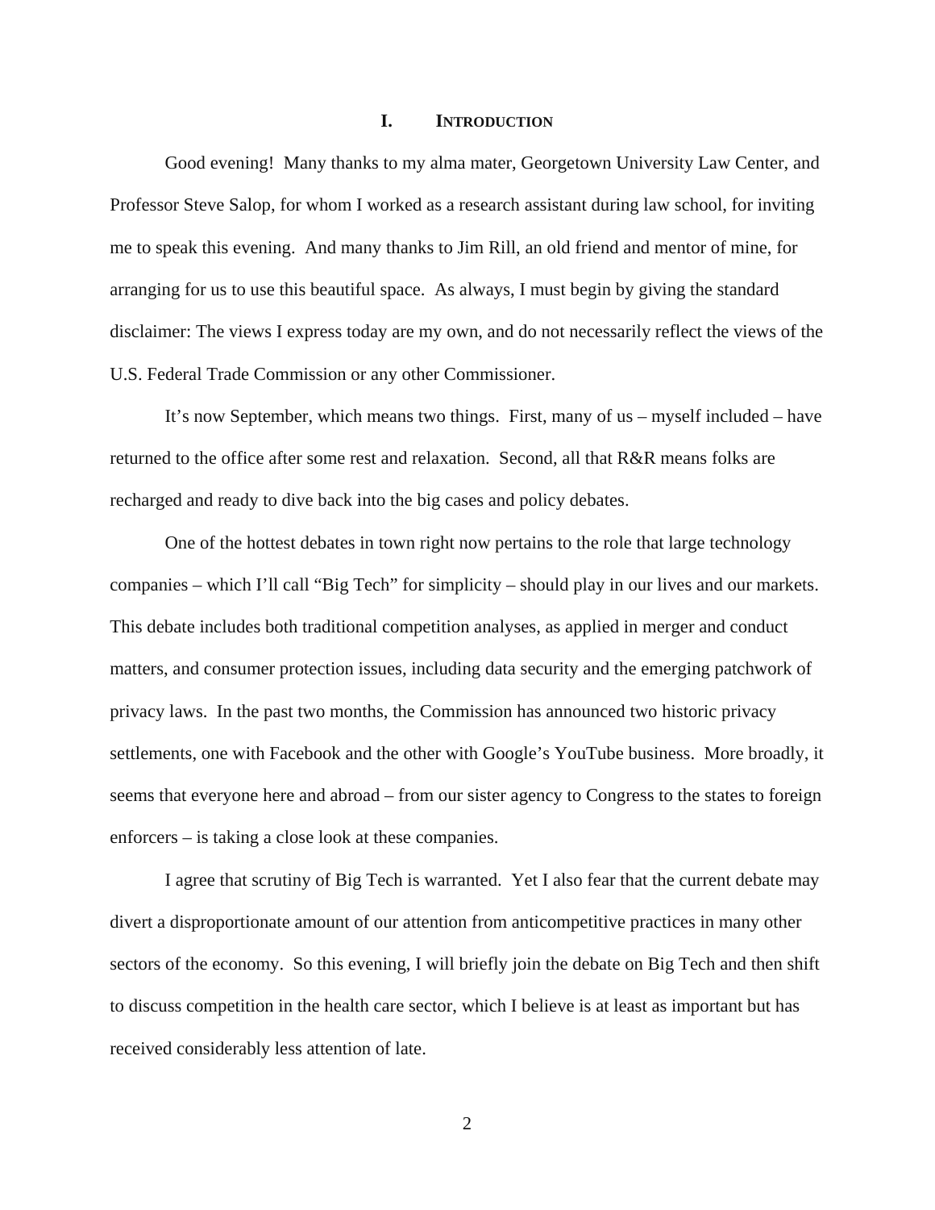# I. Introduction

Good evening! Many thanks to my alma mater, Georgetown University Law Center, and Professor Steve Salop, for whom I worked as a research assistant during law school, for inviting me to speak this evening. And many thanks to Jim Rill, an old friend and mentor of mine, for arranging for us to use this beautiful space. As always, I must begin by giving the standard disclaimer: The views I express today are my own, and do not necessarily reflect the views of the U.S. Federal Trade Commission or any other Commissioner.

It's now September, which means two things. First, many of us – myself included – have returned to the office after some rest and relaxation. Second, all that R&R means folks are recharged and ready to dive back into the big cases and policy debates.

One of the hottest debates in town right now pertains to the role that large technology companies – which I'll call "Big Tech" for simplicity – should play in our lives and our markets. This debate includes both traditional competition analyses, as applied in merger and conduct matters, and consumer protection issues, including data security and the emerging patchwork of privacy laws. In the past two months, the Commission has announced two historic privacy settlements, one with Facebook and the other with Google's YouTube business. More broadly, it seems that everyone here and abroad – from our sister agency to Congress to the states to foreign enforcers – is taking a close look at these companies.

I agree that scrutiny of Big Tech is warranted. Yet I also fear that the current debate may divert a disproportionate amount of our attention from anticompetitive practices in many other sectors of the economy. So this evening, I will briefly join the debate on Big Tech and then shift to discuss competition in the health care sector, which I believe is at least as important but has received considerably less attention of late.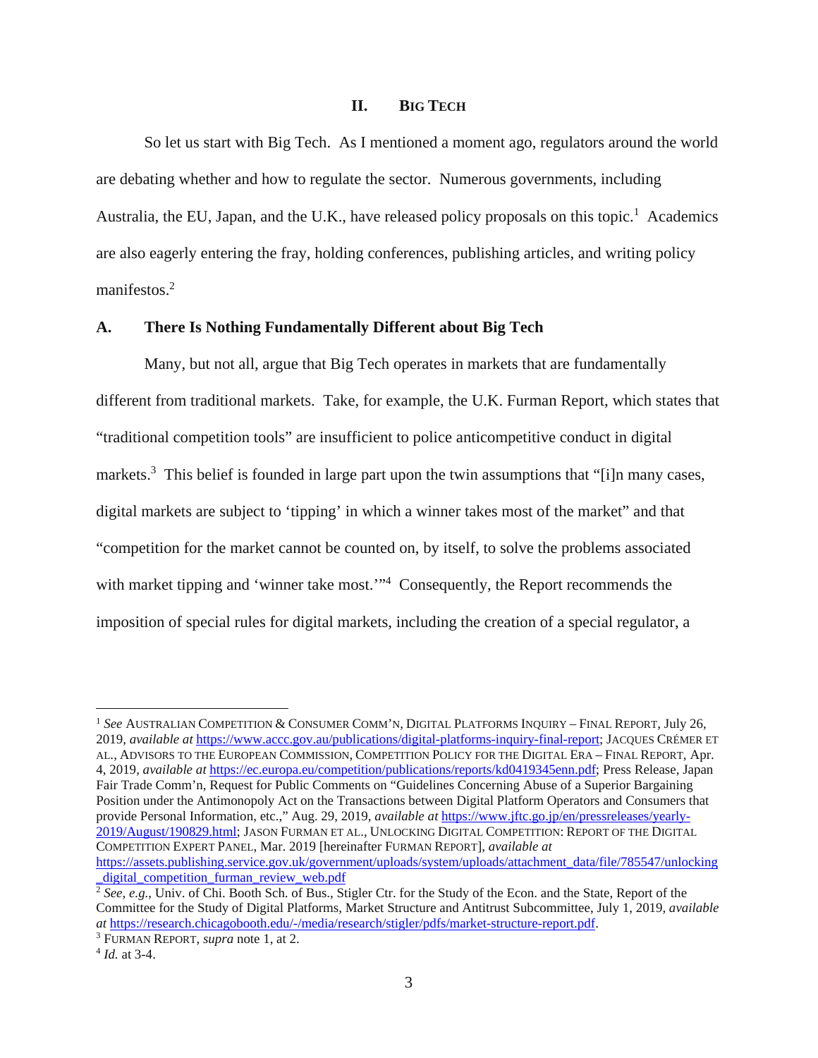## II. BIG TECH

So let us start with Big Tech. As I mentioned a moment ago, regulators around the world are debating whether and how to regulate the sector. Numerous governments, including Australia, the EU, Japan, and the U.K., have released policy proposals on this topic.[1] Academics are also eagerly entering the fray, holding conferences, publishing articles, and writing policy manifestos.[2]

### A. There Is Nothing Fundamentally Different about Big Tech

Many, but not all, argue that Big Tech operates in markets that are fundamentally different from traditional markets. Take, for example, the U.K. Furman Report, which states that "traditional competition tools" are insufficient to police anticompetitive conduct in digital markets.[3] This belief is founded in large part upon the twin assumptions that "[i]n many cases, digital markets are subject to 'tipping' in which a winner takes most of the market" and that "competition for the market cannot be counted on, by itself, to solve the problems associated with market tipping and 'winner take most.'"[4] Consequently, the Report recommends the imposition of special rules for digital markets, including the creation of a special regulator, a

---

[1] *See* AUSTRALIAN COMPETITION & CONSUMER COMM'N, DIGITAL PLATFORMS INQUIRY – FINAL REPORT, July 26, 2019, *available at* https://www.accc.gov.au/publications/digital-platforms-inquiry-final-report; JACQUES CRÉMER ET AL., ADVISORS TO THE EUROPEAN COMMISSION, COMPETITION POLICY FOR THE DIGITAL ERA – FINAL REPORT, Apr. 4, 2019, *available at* https://ec.europa.eu/competition/publications/reports/kd0419345enn.pdf; Press Release, Japan Fair Trade Comm'n, Request for Public Comments on "Guidelines Concerning Abuse of a Superior Bargaining Position under the Antimonopoly Act on the Transactions between Digital Platform Operators and Consumers that provide Personal Information, etc.," Aug. 29, 2019, *available at* https://www.jftc.go.jp/en/pressreleases/yearly-2019/August/190829.html; JASON FURMAN ET AL., UNLOCKING DIGITAL COMPETITION: REPORT OF THE DIGITAL COMPETITION EXPERT PANEL, Mar. 2019 [hereinafter FURMAN REPORT], *available at* https://assets.publishing.service.gov.uk/government/uploads/system/uploads/attachment_data/file/785547/unlocking_digital_competition_furman_review_web.pdf

[2] *See, e.g.*, Univ. of Chi. Booth Sch. of Bus., Stigler Ctr. for the Study of the Econ. and the State, Report of the Committee for the Study of Digital Platforms, Market Structure and Antitrust Subcommittee, July 1, 2019, *available at* https://research.chicagobooth.edu/-/media/research/stigler/pdfs/market-structure-report.pdf.

[3] FURMAN REPORT, *supra* note 1, at 2.

[4] *Id.* at 3-4.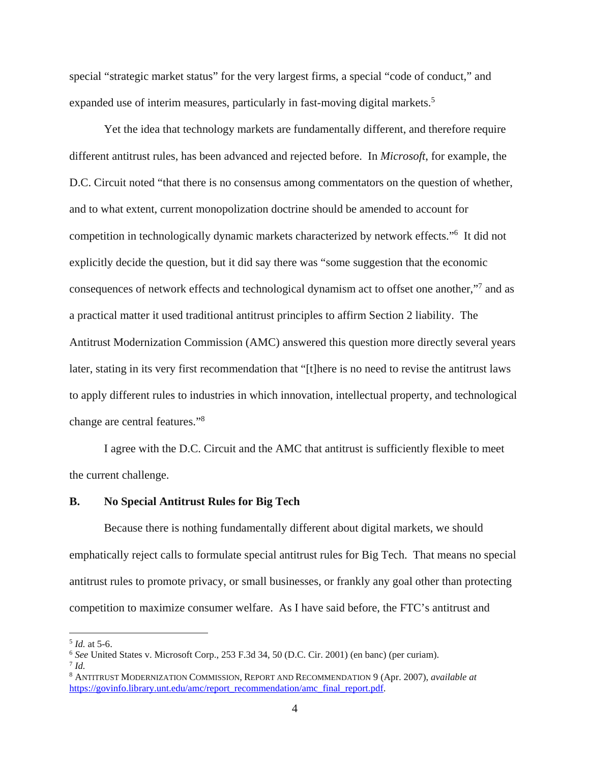special "strategic market status" for the very largest firms, a special "code of conduct," and expanded use of interim measures, particularly in fast-moving digital markets.[5]

Yet the idea that technology markets are fundamentally different, and therefore require different antitrust rules, has been advanced and rejected before. In *Microsoft*, for example, the D.C. Circuit noted "that there is no consensus among commentators on the question of whether, and to what extent, current monopolization doctrine should be amended to account for competition in technologically dynamic markets characterized by network effects."[6] It did not explicitly decide the question, but it did say there was "some suggestion that the economic consequences of network effects and technological dynamism act to offset one another,"[7] and as a practical matter it used traditional antitrust principles to affirm Section 2 liability. The Antitrust Modernization Commission (AMC) answered this question more directly several years later, stating in its very first recommendation that "[t]here is no need to revise the antitrust laws to apply different rules to industries in which innovation, intellectual property, and technological change are central features."[8]

I agree with the D.C. Circuit and the AMC that antitrust is sufficiently flexible to meet the current challenge.

### B. No Special Antitrust Rules for Big Tech

Because there is nothing fundamentally different about digital markets, we should emphatically reject calls to formulate special antitrust rules for Big Tech. That means no special antitrust rules to promote privacy, or small businesses, or frankly any goal other than protecting competition to maximize consumer welfare. As I have said before, the FTC's antitrust and

---

[5] *Id.* at 5-6.

[6] *See* United States v. Microsoft Corp., 253 F.3d 34, 50 (D.C. Cir. 2001) (en banc) (per curiam).

[7] *Id.*

[8] ANTITRUST MODERNIZATION COMMISSION, REPORT AND RECOMMENDATION 9 (Apr. 2007), *available at* https://govinfo.library.unt.edu/amc/report_recommendation/amc_final_report.pdf.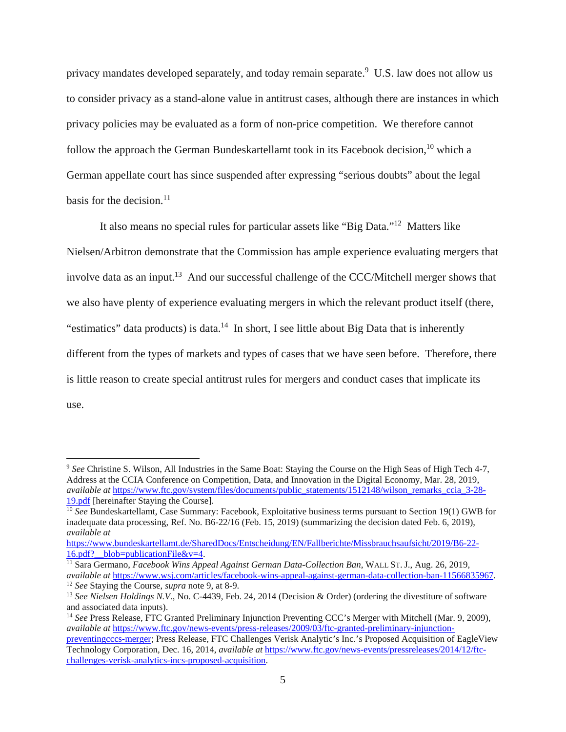privacy mandates developed separately, and today remain separate.[9] U.S. law does not allow us to consider privacy as a stand-alone value in antitrust cases, although there are instances in which privacy policies may be evaluated as a form of non-price competition. We therefore cannot follow the approach the German Bundeskartellamt took in its Facebook decision,[10] which a German appellate court has since suspended after expressing "serious doubts" about the legal basis for the decision.[11]

It also means no special rules for particular assets like "Big Data."[12] Matters like Nielsen/Arbitron demonstrate that the Commission has ample experience evaluating mergers that involve data as an input.[13] And our successful challenge of the CCC/Mitchell merger shows that we also have plenty of experience evaluating mergers in which the relevant product itself (there, "estimatics" data products) is data.[14] In short, I see little about Big Data that is inherently different from the types of markets and types of cases that we have seen before. Therefore, there is little reason to create special antitrust rules for mergers and conduct cases that implicate its use.

---

[9] *See* Christine S. Wilson, All Industries in the Same Boat: Staying the Course on the High Seas of High Tech 4-7, Address at the CCIA Conference on Competition, Data, and Innovation in the Digital Economy, Mar. 28, 2019, *available at* https://www.ftc.gov/system/files/documents/public_statements/1512148/wilson_remarks_ccia_3-28-19.pdf [hereinafter Staying the Course].

[10] *See* Bundeskartellamt, Case Summary: Facebook, Exploitative business terms pursuant to Section 19(1) GWB for inadequate data processing, Ref. No. B6-22/16 (Feb. 15, 2019) (summarizing the decision dated Feb. 6, 2019), *available at* https://www.bundeskartellamt.de/SharedDocs/Entscheidung/EN/Fallberichte/Missbrauchsaufsicht/2019/B6-22-16.pdf?__blob=publicationFile&v=4.

[11] Sara Germano, *Facebook Wins Appeal Against German Data-Collection Ban*, WALL ST. J., Aug. 26, 2019, *available at* https://www.wsj.com/articles/facebook-wins-appeal-against-german-data-collection-ban-11566835967.

[12] *See* Staying the Course, *supra* note 9, at 8-9.

[13] *See Nielsen Holdings N.V.*, No. C-4439, Feb. 24, 2014 (Decision & Order) (ordering the divestiture of software and associated data inputs).

[14] *See* Press Release, FTC Granted Preliminary Injunction Preventing CCC's Merger with Mitchell (Mar. 9, 2009), *available at* https://www.ftc.gov/news-events/press-releases/2009/03/ftc-granted-preliminary-injunction-preventingcccs-merger; Press Release, FTC Challenges Verisk Analytic's Inc.'s Proposed Acquisition of EagleView Technology Corporation, Dec. 16, 2014, *available at* https://www.ftc.gov/news-events/pressreleases/2014/12/ftc-challenges-verisk-analytics-incs-proposed-acquisition.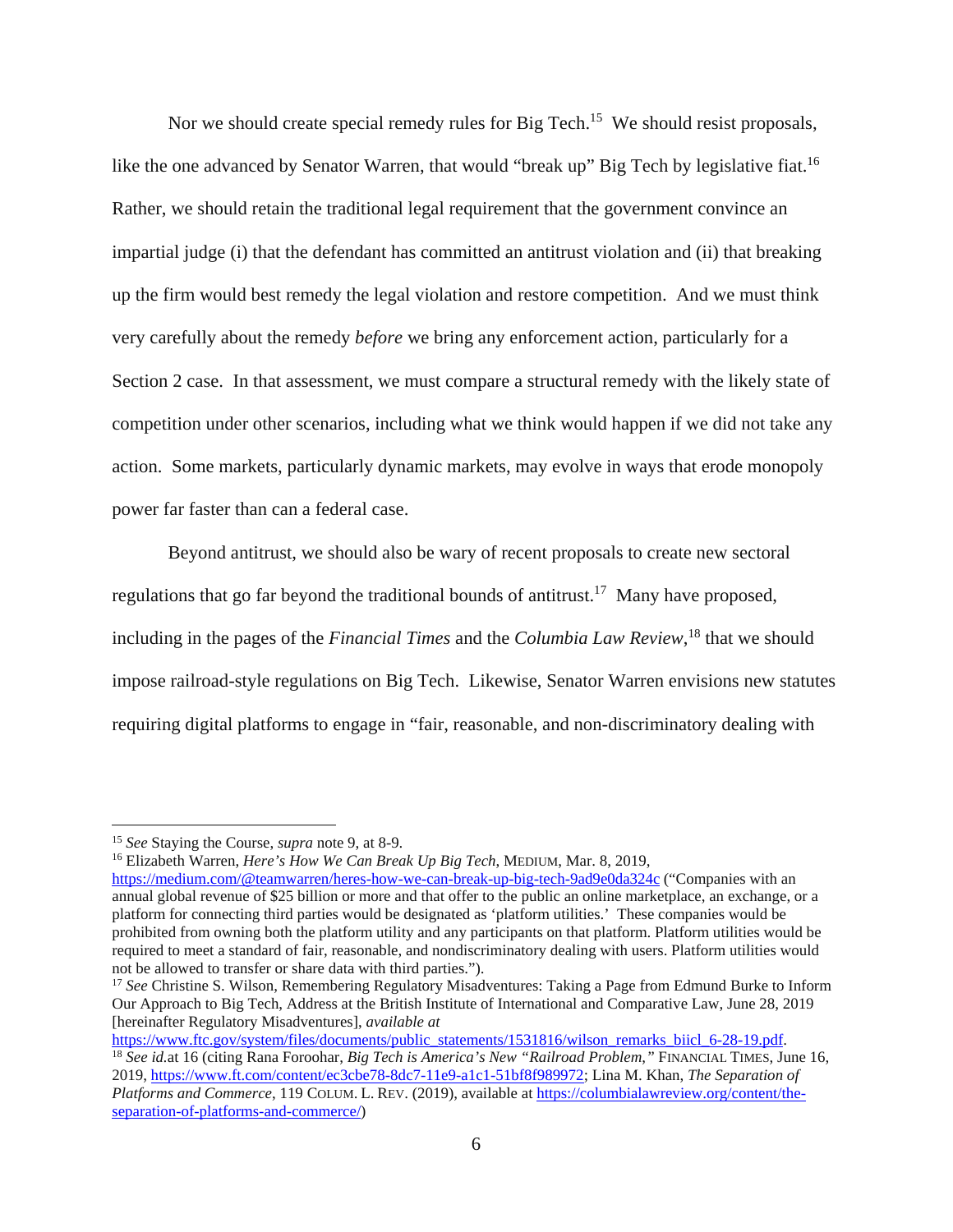Nor we should create special remedy rules for Big Tech.[15] We should resist proposals, like the one advanced by Senator Warren, that would "break up" Big Tech by legislative fiat.[16] Rather, we should retain the traditional legal requirement that the government convince an impartial judge (i) that the defendant has committed an antitrust violation and (ii) that breaking up the firm would best remedy the legal violation and restore competition. And we must think very carefully about the remedy *before* we bring any enforcement action, particularly for a Section 2 case. In that assessment, we must compare a structural remedy with the likely state of competition under other scenarios, including what we think would happen if we did not take any action. Some markets, particularly dynamic markets, may evolve in ways that erode monopoly power far faster than can a federal case.

Beyond antitrust, we should also be wary of recent proposals to create new sectoral regulations that go far beyond the traditional bounds of antitrust.[17] Many have proposed, including in the pages of the *Financial Times* and the *Columbia Law Review*,[18] that we should impose railroad-style regulations on Big Tech. Likewise, Senator Warren envisions new statutes requiring digital platforms to engage in "fair, reasonable, and non-discriminatory dealing with

---

[15] *See* Staying the Course, *supra* note 9, at 8-9.

[16] Elizabeth Warren, *Here's How We Can Break Up Big Tech*, MEDIUM, Mar. 8, 2019, https://medium.com/@teamwarren/heres-how-we-can-break-up-big-tech-9ad9e0da324c ("Companies with an annual global revenue of $25 billion or more and that offer to the public an online marketplace, an exchange, or a platform for connecting third parties would be designated as 'platform utilities.' These companies would be prohibited from owning both the platform utility and any participants on that platform. Platform utilities would be required to meet a standard of fair, reasonable, and nondiscriminatory dealing with users. Platform utilities would not be allowed to transfer or share data with third parties.").

[17] *See* Christine S. Wilson, Remembering Regulatory Misadventures: Taking a Page from Edmund Burke to Inform Our Approach to Big Tech, Address at the British Institute of International and Comparative Law, June 28, 2019 [hereinafter Regulatory Misadventures], *available at* https://www.ftc.gov/system/files/documents/public_statements/1531816/wilson_remarks_biicl_6-28-19.pdf.

[18] *See id.*at 16 (citing Rana Foroohar, *Big Tech is America's New "Railroad Problem,"* FINANCIAL TIMES, June 16, 2019, https://www.ft.com/content/ec3cbe78-8dc7-11e9-a1c1-51bf8f989972; Lina M. Khan, *The Separation of Platforms and Commerce*, 119 COLUM. L. REV. (2019), available at https://columbialawreview.org/content/the-separation-of-platforms-and-commerce/)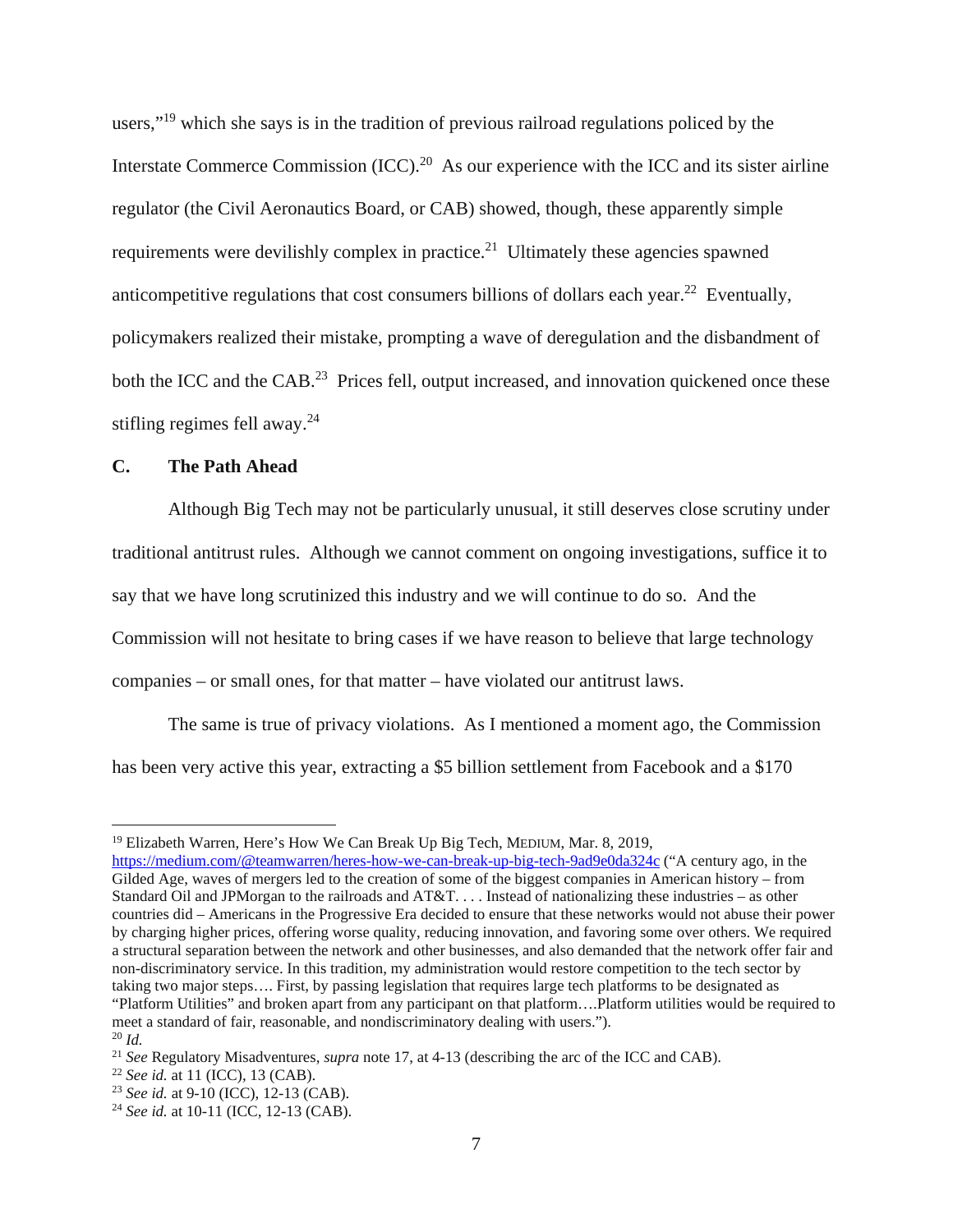users,"[19] which she says is in the tradition of previous railroad regulations policed by the Interstate Commerce Commission (ICC).[20] As our experience with the ICC and its sister airline regulator (the Civil Aeronautics Board, or CAB) showed, though, these apparently simple requirements were devilishly complex in practice.[21] Ultimately these agencies spawned anticompetitive regulations that cost consumers billions of dollars each year.[22] Eventually, policymakers realized their mistake, prompting a wave of deregulation and the disbandment of both the ICC and the CAB.[23] Prices fell, output increased, and innovation quickened once these stifling regimes fell away.[24]

### C. The Path Ahead

Although Big Tech may not be particularly unusual, it still deserves close scrutiny under traditional antitrust rules. Although we cannot comment on ongoing investigations, suffice it to say that we have long scrutinized this industry and we will continue to do so. And the Commission will not hesitate to bring cases if we have reason to believe that large technology companies – or small ones, for that matter – have violated our antitrust laws.

The same is true of privacy violations. As I mentioned a moment ago, the Commission has been very active this year, extracting a $5 billion settlement from Facebook and a $170

---

[19] Elizabeth Warren, Here's How We Can Break Up Big Tech, MEDIUM, Mar. 8, 2019, https://medium.com/@teamwarren/heres-how-we-can-break-up-big-tech-9ad9e0da324c ("A century ago, in the Gilded Age, waves of mergers led to the creation of some of the biggest companies in American history – from Standard Oil and JPMorgan to the railroads and AT&T. . . . Instead of nationalizing these industries – as other countries did – Americans in the Progressive Era decided to ensure that these networks would not abuse their power by charging higher prices, offering worse quality, reducing innovation, and favoring some over others. We required a structural separation between the network and other businesses, and also demanded that the network offer fair and non-discriminatory service. In this tradition, my administration would restore competition to the tech sector by taking two major steps…. First, by passing legislation that requires large tech platforms to be designated as "Platform Utilities" and broken apart from any participant on that platform….Platform utilities would be required to meet a standard of fair, reasonable, and nondiscriminatory dealing with users.").

[20] *Id.*

[21] *See* Regulatory Misadventures, *supra* note 17, at 4-13 (describing the arc of the ICC and CAB).

[22] *See id.* at 11 (ICC), 13 (CAB).

[23] *See id.* at 9-10 (ICC), 12-13 (CAB).

[24] *See id.* at 10-11 (ICC, 12-13 (CAB).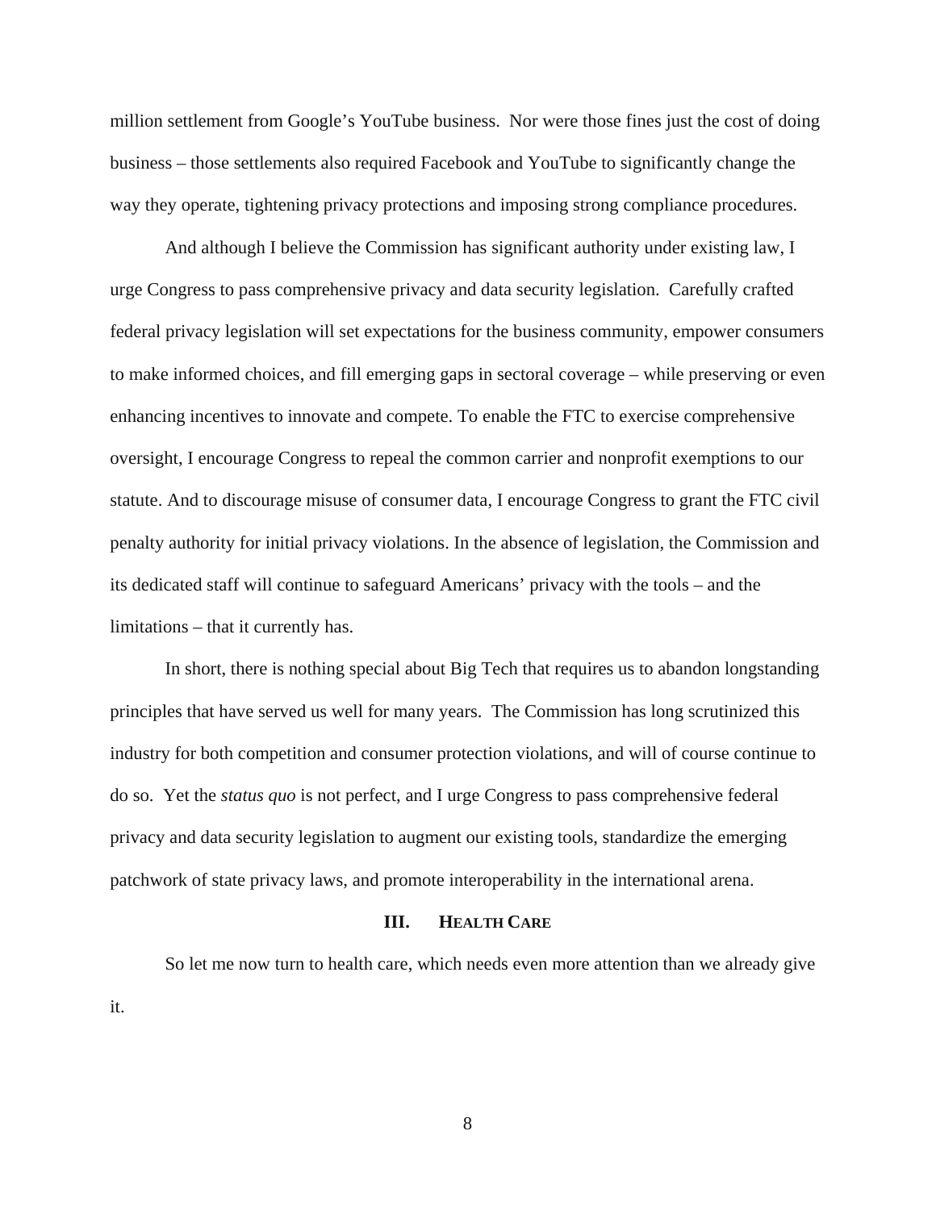million settlement from Google's YouTube business. Nor were those fines just the cost of doing business – those settlements also required Facebook and YouTube to significantly change the way they operate, tightening privacy protections and imposing strong compliance procedures.

And although I believe the Commission has significant authority under existing law, I urge Congress to pass comprehensive privacy and data security legislation. Carefully crafted federal privacy legislation will set expectations for the business community, empower consumers to make informed choices, and fill emerging gaps in sectoral coverage – while preserving or even enhancing incentives to innovate and compete. To enable the FTC to exercise comprehensive oversight, I encourage Congress to repeal the common carrier and nonprofit exemptions to our statute. And to discourage misuse of consumer data, I encourage Congress to grant the FTC civil penalty authority for initial privacy violations. In the absence of legislation, the Commission and its dedicated staff will continue to safeguard Americans' privacy with the tools – and the limitations – that it currently has.

In short, there is nothing special about Big Tech that requires us to abandon longstanding principles that have served us well for many years. The Commission has long scrutinized this industry for both competition and consumer protection violations, and will of course continue to do so. Yet the *status quo* is not perfect, and I urge Congress to pass comprehensive federal privacy and data security legislation to augment our existing tools, standardize the emerging patchwork of state privacy laws, and promote interoperability in the international arena.

## III. Health Care

So let me now turn to health care, which needs even more attention than we already give it.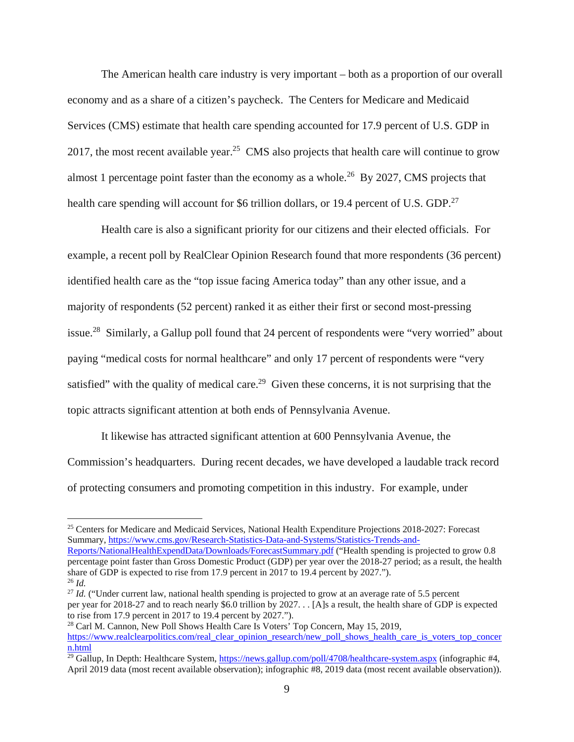The American health care industry is very important – both as a proportion of our overall economy and as a share of a citizen's paycheck. The Centers for Medicare and Medicaid Services (CMS) estimate that health care spending accounted for 17.9 percent of U.S. GDP in 2017, the most recent available year.[25] CMS also projects that health care will continue to grow almost 1 percentage point faster than the economy as a whole.[26] By 2027, CMS projects that health care spending will account for $6 trillion dollars, or 19.4 percent of U.S. GDP.[27]

Health care is also a significant priority for our citizens and their elected officials. For example, a recent poll by RealClear Opinion Research found that more respondents (36 percent) identified health care as the "top issue facing America today" than any other issue, and a majority of respondents (52 percent) ranked it as either their first or second most-pressing issue.[28] Similarly, a Gallup poll found that 24 percent of respondents were "very worried" about paying "medical costs for normal healthcare" and only 17 percent of respondents were "very satisfied" with the quality of medical care.[29] Given these concerns, it is not surprising that the topic attracts significant attention at both ends of Pennsylvania Avenue.

It likewise has attracted significant attention at 600 Pennsylvania Avenue, the Commission's headquarters. During recent decades, we have developed a laudable track record of protecting consumers and promoting competition in this industry. For example, under

---

[25] Centers for Medicare and Medicaid Services, National Health Expenditure Projections 2018-2027: Forecast Summary, https://www.cms.gov/Research-Statistics-Data-and-Systems/Statistics-Trends-and-Reports/NationalHealthExpendData/Downloads/ForecastSummary.pdf ("Health spending is projected to grow 0.8 percentage point faster than Gross Domestic Product (GDP) per year over the 2018-27 period; as a result, the health share of GDP is expected to rise from 17.9 percent in 2017 to 19.4 percent by 2027.").

[26] *Id.*

[27] *Id.* ("Under current law, national health spending is projected to grow at an average rate of 5.5 percent per year for 2018-27 and to reach nearly $6.0 trillion by 2027. . . [A]s a result, the health share of GDP is expected to rise from 17.9 percent in 2017 to 19.4 percent by 2027.").

[28] Carl M. Cannon, New Poll Shows Health Care Is Voters' Top Concern, May 15, 2019, https://www.realclearpolitics.com/real_clear_opinion_research/new_poll_shows_health_care_is_voters_top_concern.html

[29] Gallup, In Depth: Healthcare System, https://news.gallup.com/poll/4708/healthcare-system.aspx (infographic #4, April 2019 data (most recent available observation); infographic #8, 2019 data (most recent available observation)).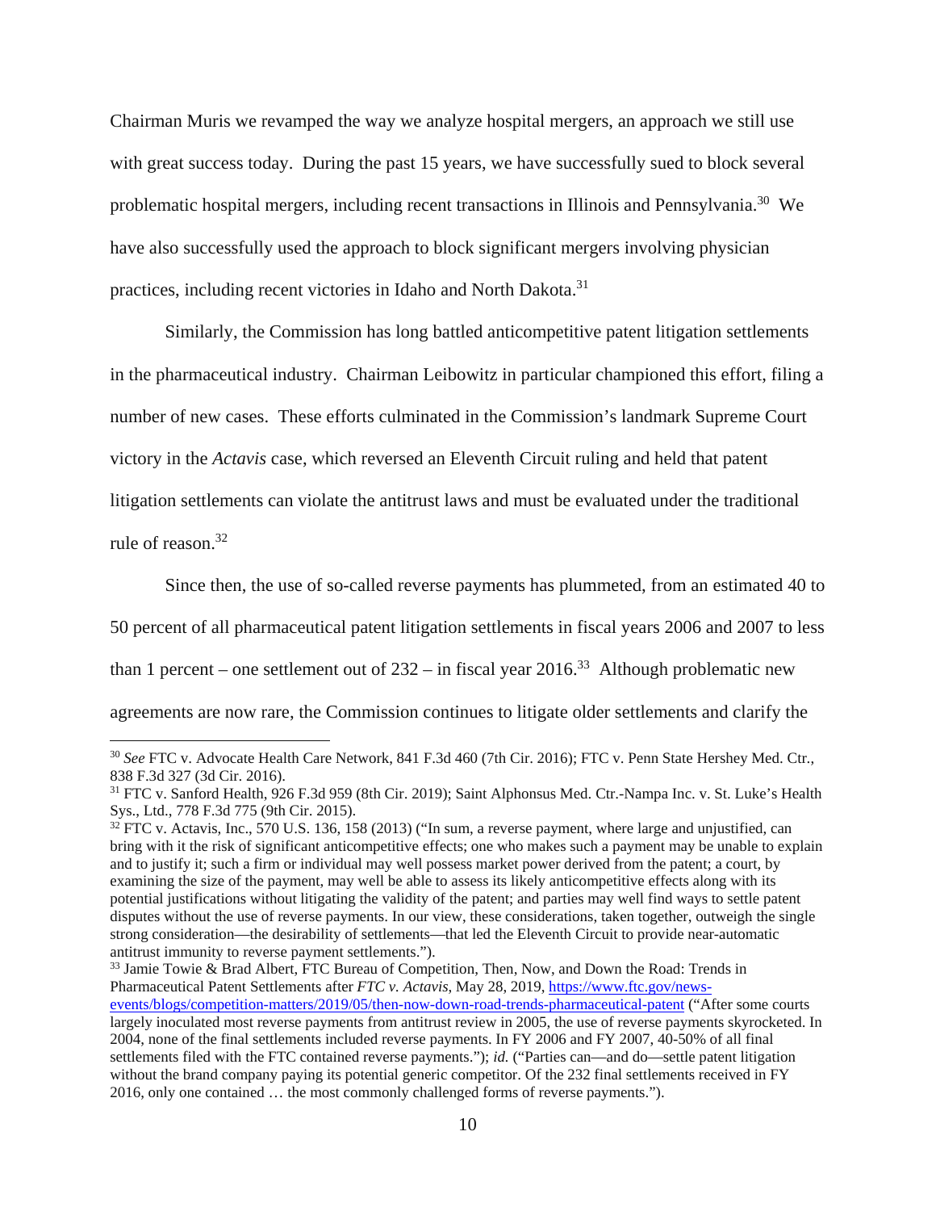Chairman Muris we revamped the way we analyze hospital mergers, an approach we still use with great success today. During the past 15 years, we have successfully sued to block several problematic hospital mergers, including recent transactions in Illinois and Pennsylvania.[30] We have also successfully used the approach to block significant mergers involving physician practices, including recent victories in Idaho and North Dakota.[31]

Similarly, the Commission has long battled anticompetitive patent litigation settlements in the pharmaceutical industry. Chairman Leibowitz in particular championed this effort, filing a number of new cases. These efforts culminated in the Commission's landmark Supreme Court victory in the *Actavis* case, which reversed an Eleventh Circuit ruling and held that patent litigation settlements can violate the antitrust laws and must be evaluated under the traditional rule of reason.[32]

Since then, the use of so-called reverse payments has plummeted, from an estimated 40 to 50 percent of all pharmaceutical patent litigation settlements in fiscal years 2006 and 2007 to less than 1 percent – one settlement out of 232 – in fiscal year 2016.[33] Although problematic new agreements are now rare, the Commission continues to litigate older settlements and clarify the

---

[30] *See* FTC v. Advocate Health Care Network, 841 F.3d 460 (7th Cir. 2016); FTC v. Penn State Hershey Med. Ctr., 838 F.3d 327 (3d Cir. 2016).

[31] FTC v. Sanford Health, 926 F.3d 959 (8th Cir. 2019); Saint Alphonsus Med. Ctr.-Nampa Inc. v. St. Luke's Health Sys., Ltd., 778 F.3d 775 (9th Cir. 2015).

[32] FTC v. Actavis, Inc., 570 U.S. 136, 158 (2013) ("In sum, a reverse payment, where large and unjustified, can bring with it the risk of significant anticompetitive effects; one who makes such a payment may be unable to explain and to justify it; such a firm or individual may well possess market power derived from the patent; a court, by examining the size of the payment, may well be able to assess its likely anticompetitive effects along with its potential justifications without litigating the validity of the patent; and parties may well find ways to settle patent disputes without the use of reverse payments. In our view, these considerations, taken together, outweigh the single strong consideration—the desirability of settlements—that led the Eleventh Circuit to provide near-automatic antitrust immunity to reverse payment settlements.").

[33] Jamie Towie & Brad Albert, FTC Bureau of Competition, Then, Now, and Down the Road: Trends in Pharmaceutical Patent Settlements after *FTC v. Actavis*, May 28, 2019, https://www.ftc.gov/news-events/blogs/competition-matters/2019/05/then-now-down-road-trends-pharmaceutical-patent ("After some courts largely inoculated most reverse payments from antitrust review in 2005, the use of reverse payments skyrocketed. In 2004, none of the final settlements included reverse payments. In FY 2006 and FY 2007, 40-50% of all final settlements filed with the FTC contained reverse payments."); *id.* ("Parties can—and do—settle patent litigation without the brand company paying its potential generic competitor. Of the 232 final settlements received in FY 2016, only one contained … the most commonly challenged forms of reverse payments.").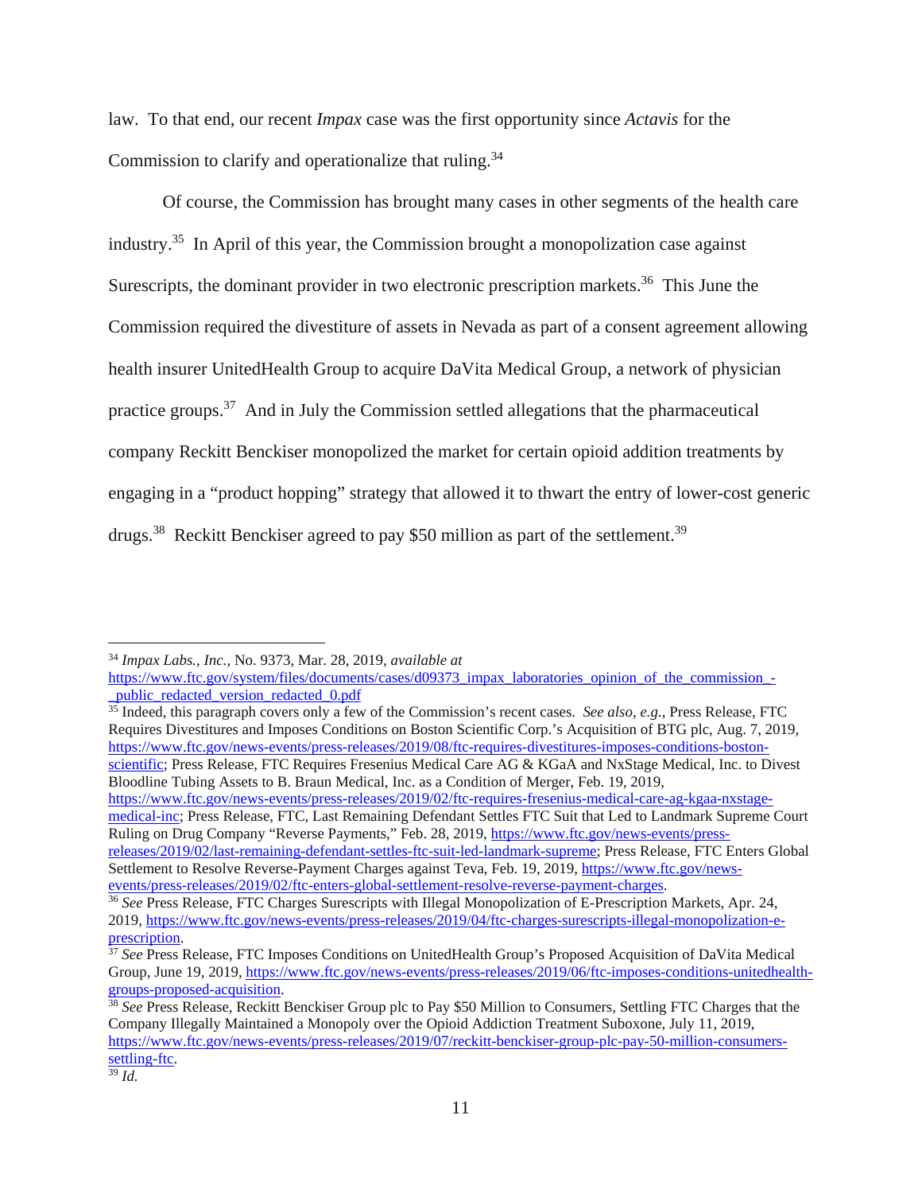law. To that end, our recent *Impax* case was the first opportunity since *Actavis* for the Commission to clarify and operationalize that ruling.[34]

Of course, the Commission has brought many cases in other segments of the health care industry.[35] In April of this year, the Commission brought a monopolization case against Surescripts, the dominant provider in two electronic prescription markets.[36] This June the Commission required the divestiture of assets in Nevada as part of a consent agreement allowing health insurer UnitedHealth Group to acquire DaVita Medical Group, a network of physician practice groups.[37] And in July the Commission settled allegations that the pharmaceutical company Reckitt Benckiser monopolized the market for certain opioid addition treatments by engaging in a "product hopping" strategy that allowed it to thwart the entry of lower-cost generic drugs.[38] Reckitt Benckiser agreed to pay $50 million as part of the settlement.[39]

---

[34] *Impax Labs., Inc.*, No. 9373, Mar. 28, 2019, *available at* https://www.ftc.gov/system/files/documents/cases/d09373_impax_laboratories_opinion_of_the_commission_-_public_redacted_version_redacted_0.pdf

[35] Indeed, this paragraph covers only a few of the Commission's recent cases. *See also, e.g.*, Press Release, FTC Requires Divestitures and Imposes Conditions on Boston Scientific Corp.'s Acquisition of BTG plc, Aug. 7, 2019, https://www.ftc.gov/news-events/press-releases/2019/08/ftc-requires-divestitures-imposes-conditions-boston-scientific; Press Release, FTC Requires Fresenius Medical Care AG & KGaA and NxStage Medical, Inc. to Divest Bloodline Tubing Assets to B. Braun Medical, Inc. as a Condition of Merger, Feb. 19, 2019, https://www.ftc.gov/news-events/press-releases/2019/02/ftc-requires-fresenius-medical-care-ag-kgaa-nxstage-medical-inc; Press Release, FTC, Last Remaining Defendant Settles FTC Suit that Led to Landmark Supreme Court Ruling on Drug Company "Reverse Payments," Feb. 28, 2019, https://www.ftc.gov/news-events/press-releases/2019/02/last-remaining-defendant-settles-ftc-suit-led-landmark-supreme; Press Release, FTC Enters Global Settlement to Resolve Reverse-Payment Charges against Teva, Feb. 19, 2019, https://www.ftc.gov/news-events/press-releases/2019/02/ftc-enters-global-settlement-resolve-reverse-payment-charges.

[36] *See* Press Release, FTC Charges Surescripts with Illegal Monopolization of E-Prescription Markets, Apr. 24, 2019, https://www.ftc.gov/news-events/press-releases/2019/04/ftc-charges-surescripts-illegal-monopolization-e-prescription.

[37] *See* Press Release, FTC Imposes Conditions on UnitedHealth Group's Proposed Acquisition of DaVita Medical Group, June 19, 2019, https://www.ftc.gov/news-events/press-releases/2019/06/ftc-imposes-conditions-unitedhealth-groups-proposed-acquisition.

[38] *See* Press Release, Reckitt Benckiser Group plc to Pay $50 Million to Consumers, Settling FTC Charges that the Company Illegally Maintained a Monopoly over the Opioid Addiction Treatment Suboxone, July 11, 2019, https://www.ftc.gov/news-events/press-releases/2019/07/reckitt-benckiser-group-plc-pay-50-million-consumers-settling-ftc.

[39] *Id.*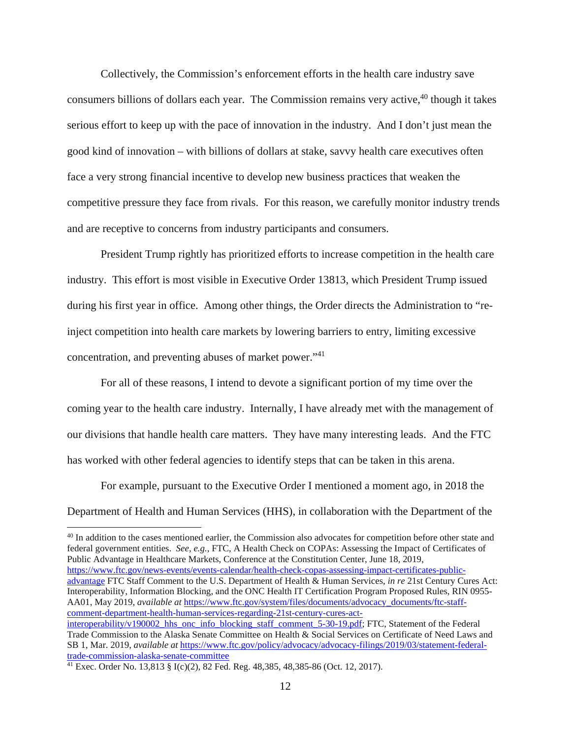Collectively, the Commission's enforcement efforts in the health care industry save consumers billions of dollars each year. The Commission remains very active,[40] though it takes serious effort to keep up with the pace of innovation in the industry. And I don't just mean the good kind of innovation – with billions of dollars at stake, savvy health care executives often face a very strong financial incentive to develop new business practices that weaken the competitive pressure they face from rivals. For this reason, we carefully monitor industry trends and are receptive to concerns from industry participants and consumers.

President Trump rightly has prioritized efforts to increase competition in the health care industry. This effort is most visible in Executive Order 13813, which President Trump issued during his first year in office. Among other things, the Order directs the Administration to "re-inject competition into health care markets by lowering barriers to entry, limiting excessive concentration, and preventing abuses of market power."[41]

For all of these reasons, I intend to devote a significant portion of my time over the coming year to the health care industry. Internally, I have already met with the management of our divisions that handle health care matters. They have many interesting leads. And the FTC has worked with other federal agencies to identify steps that can be taken in this arena.

For example, pursuant to the Executive Order I mentioned a moment ago, in 2018 the Department of Health and Human Services (HHS), in collaboration with the Department of the

---

[40] In addition to the cases mentioned earlier, the Commission also advocates for competition before other state and federal government entities. *See, e.g.*, FTC, A Health Check on COPAs: Assessing the Impact of Certificates of Public Advantage in Healthcare Markets, Conference at the Constitution Center, June 18, 2019, https://www.ftc.gov/news-events/events-calendar/health-check-copas-assessing-impact-certificates-public-advantage FTC Staff Comment to the U.S. Department of Health & Human Services, *in re* 21st Century Cures Act: Interoperability, Information Blocking, and the ONC Health IT Certification Program Proposed Rules, RIN 0955-AA01, May 2019, *available at* https://www.ftc.gov/system/files/documents/advocacy_documents/ftc-staff-comment-department-health-human-services-regarding-21st-century-cures-act-interoperability/v190002_hhs_onc_info_blocking_staff_comment_5-30-19.pdf; FTC, Statement of the Federal Trade Commission to the Alaska Senate Committee on Health & Social Services on Certificate of Need Laws and SB 1, Mar. 2019, *available at* https://www.ftc.gov/policy/advocacy/advocacy-filings/2019/03/statement-federal-trade-commission-alaska-senate-committee

[41] Exec. Order No. 13,813 § I(c)(2), 82 Fed. Reg. 48,385, 48,385-86 (Oct. 12, 2017).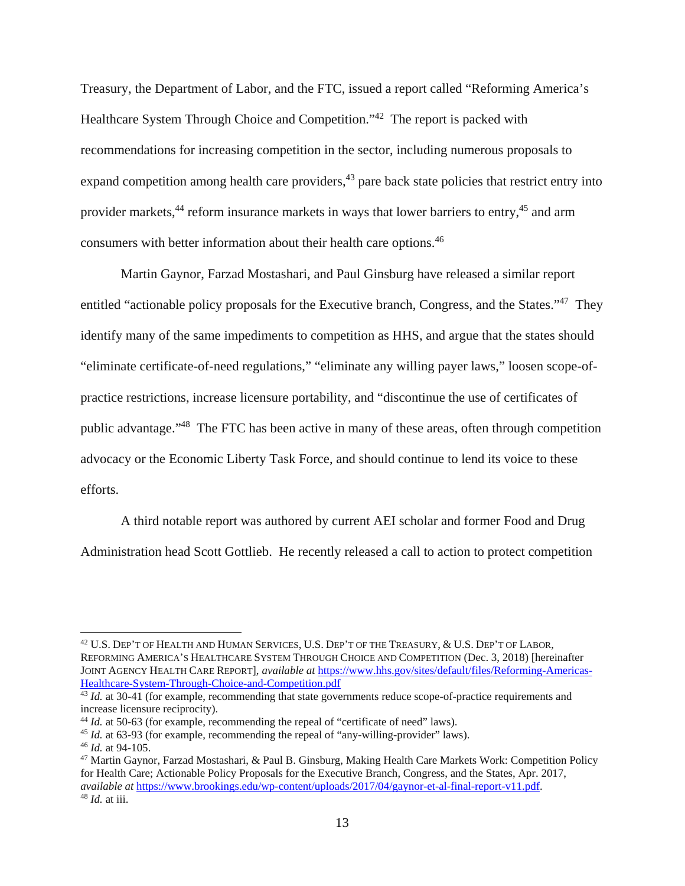Treasury, the Department of Labor, and the FTC, issued a report called "Reforming America's Healthcare System Through Choice and Competition."[42] The report is packed with recommendations for increasing competition in the sector, including numerous proposals to expand competition among health care providers,[43] pare back state policies that restrict entry into provider markets,[44] reform insurance markets in ways that lower barriers to entry,[45] and arm consumers with better information about their health care options.[46]

Martin Gaynor, Farzad Mostashari, and Paul Ginsburg have released a similar report entitled "actionable policy proposals for the Executive branch, Congress, and the States."[47] They identify many of the same impediments to competition as HHS, and argue that the states should "eliminate certificate-of-need regulations," "eliminate any willing payer laws," loosen scope-of-practice restrictions, increase licensure portability, and "discontinue the use of certificates of public advantage."[48] The FTC has been active in many of these areas, often through competition advocacy or the Economic Liberty Task Force, and should continue to lend its voice to these efforts.

A third notable report was authored by current AEI scholar and former Food and Drug Administration head Scott Gottlieb. He recently released a call to action to protect competition

---

[42] U.S. DEP'T OF HEALTH AND HUMAN SERVICES, U.S. DEP'T OF THE TREASURY, & U.S. DEP'T OF LABOR, REFORMING AMERICA'S HEALTHCARE SYSTEM THROUGH CHOICE AND COMPETITION (Dec. 3, 2018) [hereinafter JOINT AGENCY HEALTH CARE REPORT], *available at* https://www.hhs.gov/sites/default/files/Reforming-Americas-Healthcare-System-Through-Choice-and-Competition.pdf

[43] *Id.* at 30-41 (for example, recommending that state governments reduce scope-of-practice requirements and increase licensure reciprocity).

[44] *Id.* at 50-63 (for example, recommending the repeal of "certificate of need" laws).

[45] *Id.* at 63-93 (for example, recommending the repeal of "any-willing-provider" laws).

[46] *Id.* at 94-105.

[47] Martin Gaynor, Farzad Mostashari, & Paul B. Ginsburg, Making Health Care Markets Work: Competition Policy for Health Care; Actionable Policy Proposals for the Executive Branch, Congress, and the States, Apr. 2017, *available at* https://www.brookings.edu/wp-content/uploads/2017/04/gaynor-et-al-final-report-v11.pdf.

[48] *Id.* at iii.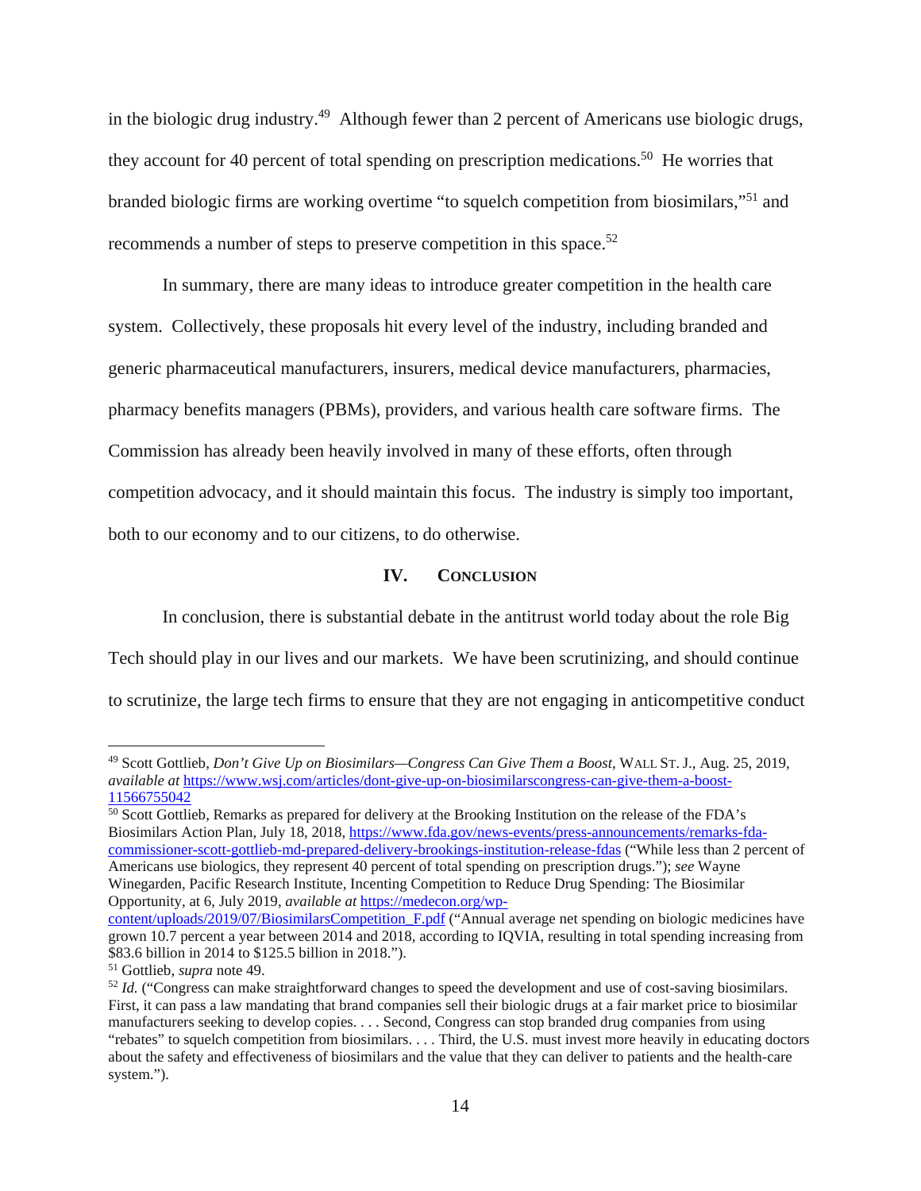in the biologic drug industry.[49] Although fewer than 2 percent of Americans use biologic drugs, they account for 40 percent of total spending on prescription medications.[50] He worries that branded biologic firms are working overtime "to squelch competition from biosimilars,"[51] and recommends a number of steps to preserve competition in this space.[52]

In summary, there are many ideas to introduce greater competition in the health care system. Collectively, these proposals hit every level of the industry, including branded and generic pharmaceutical manufacturers, insurers, medical device manufacturers, pharmacies, pharmacy benefits managers (PBMs), providers, and various health care software firms. The Commission has already been heavily involved in many of these efforts, often through competition advocacy, and it should maintain this focus. The industry is simply too important, both to our economy and to our citizens, to do otherwise.

## IV. CONCLUSION

In conclusion, there is substantial debate in the antitrust world today about the role Big Tech should play in our lives and our markets. We have been scrutinizing, and should continue to scrutinize, the large tech firms to ensure that they are not engaging in anticompetitive conduct

---

[49] Scott Gottlieb, *Don't Give Up on Biosimilars—Congress Can Give Them a Boost*, WALL ST. J., Aug. 25, 2019, *available at* https://www.wsj.com/articles/dont-give-up-on-biosimilarscongress-can-give-them-a-boost-11566755042

[50] Scott Gottlieb, Remarks as prepared for delivery at the Brooking Institution on the release of the FDA's Biosimilars Action Plan, July 18, 2018, https://www.fda.gov/news-events/press-announcements/remarks-fda-commissioner-scott-gottlieb-md-prepared-delivery-brookings-institution-release-fdas ("While less than 2 percent of Americans use biologics, they represent 40 percent of total spending on prescription drugs."); *see* Wayne Winegarden, Pacific Research Institute, Incenting Competition to Reduce Drug Spending: The Biosimilar Opportunity, at 6, July 2019, *available at* https://medecon.org/wp-content/uploads/2019/07/BiosimilarsCompetition_F.pdf ("Annual average net spending on biologic medicines have grown 10.7 percent a year between 2014 and 2018, according to IQVIA, resulting in total spending increasing from $83.6 billion in 2014 to $125.5 billion in 2018.").

[51] Gottlieb, *supra* note 49.

[52] *Id.* ("Congress can make straightforward changes to speed the development and use of cost-saving biosimilars. First, it can pass a law mandating that brand companies sell their biologic drugs at a fair market price to biosimilar manufacturers seeking to develop copies. . . . Second, Congress can stop branded drug companies from using "rebates" to squelch competition from biosimilars. . . . Third, the U.S. must invest more heavily in educating doctors about the safety and effectiveness of biosimilars and the value that they can deliver to patients and the health-care system.").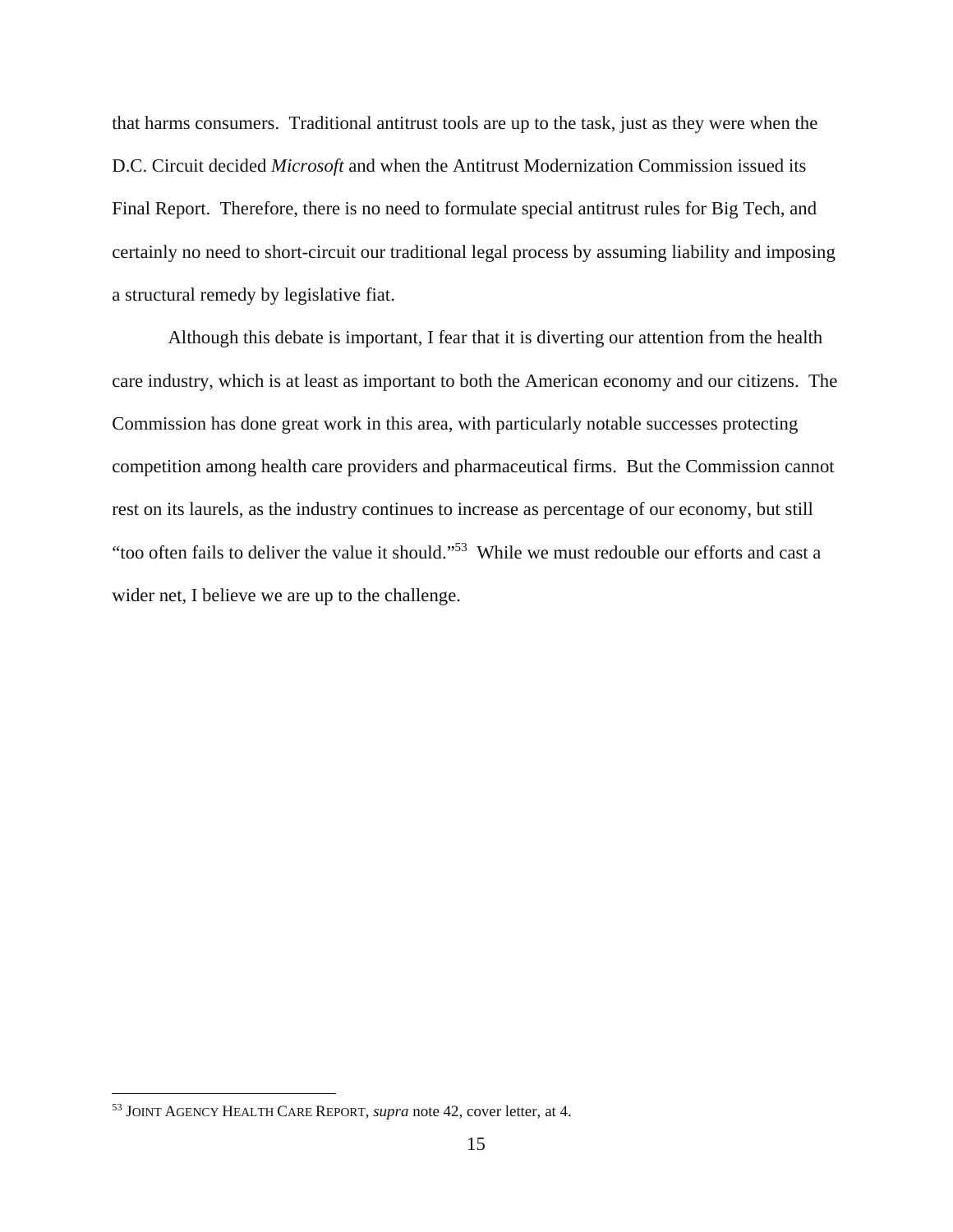that harms consumers. Traditional antitrust tools are up to the task, just as they were when the D.C. Circuit decided *Microsoft* and when the Antitrust Modernization Commission issued its Final Report. Therefore, there is no need to formulate special antitrust rules for Big Tech, and certainly no need to short-circuit our traditional legal process by assuming liability and imposing a structural remedy by legislative fiat.

Although this debate is important, I fear that it is diverting our attention from the health care industry, which is at least as important to both the American economy and our citizens. The Commission has done great work in this area, with particularly notable successes protecting competition among health care providers and pharmaceutical firms. But the Commission cannot rest on its laurels, as the industry continues to increase as percentage of our economy, but still "too often fails to deliver the value it should."[53] While we must redouble our efforts and cast a wider net, I believe we are up to the challenge.

---

[53] JOINT AGENCY HEALTH CARE REPORT, *supra* note 42, cover letter, at 4.